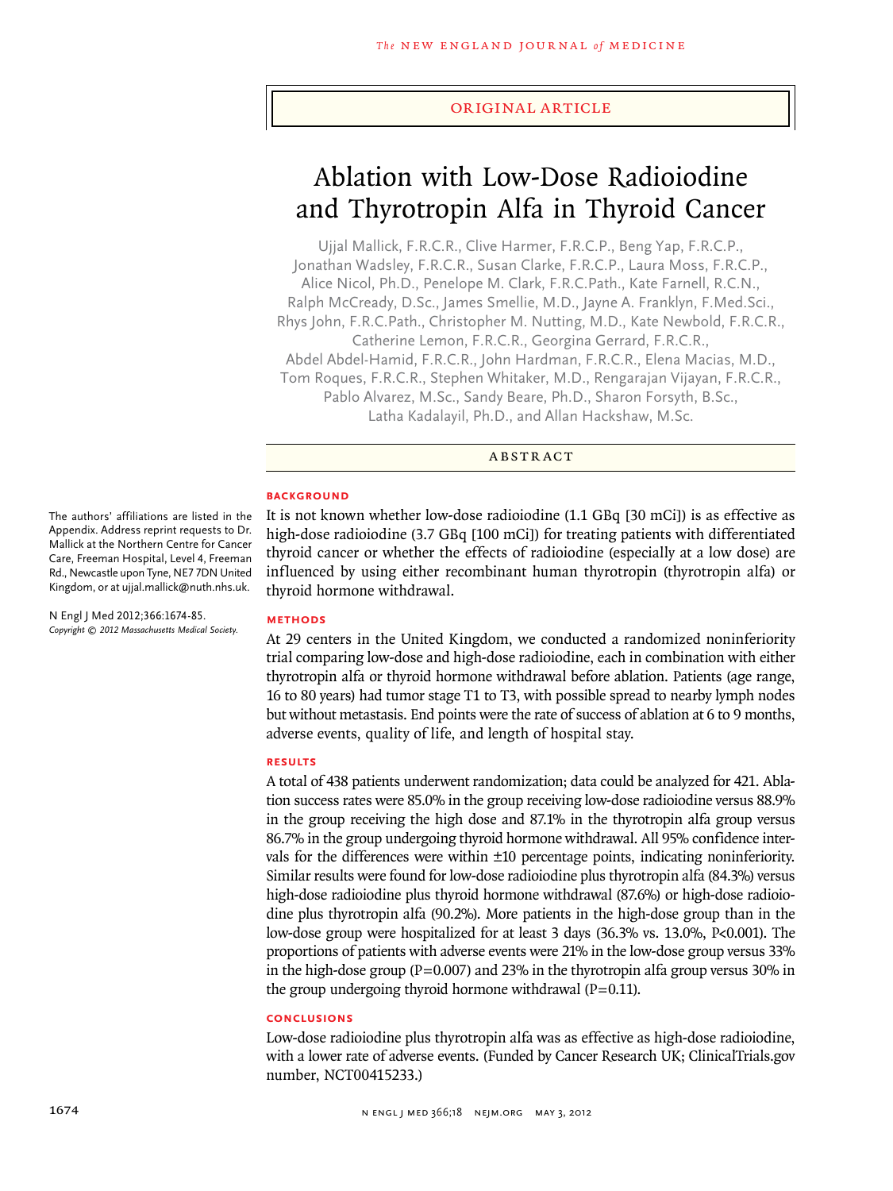ORIGINAL ARTICLE

# Ablation with Low-Dose Radioiodine and Thyrotropin Alfa in Thyroid Cancer

Ujjal Mallick, F.R.C.R., Clive Harmer, F.R.C.P., Beng Yap, F.R.C.P., Jonathan Wadsley, F.R.C.R., Susan Clarke, F.R.C.P., Laura Moss, F.R.C.P., Alice Nicol, Ph.D., Penelope M. Clark, F.R.C.Path., Kate Farnell, R.C.N., Ralph McCready, D.Sc., James Smellie, M.D., Jayne A. Franklyn, F.Med.Sci., Rhys John, F.R.C.Path., Christopher M. Nutting, M.D., Kate Newbold, F.R.C.R., Catherine Lemon, F.R.C.R., Georgina Gerrard, F.R.C.R., Abdel Abdel-Hamid, F.R.C.R., John Hardman, F.R.C.R., Elena Macias, M.D., Tom Roques, F.R.C.R., Stephen Whitaker, M.D., Rengarajan Vijayan, F.R.C.R., Pablo Alvarez, M.Sc., Sandy Beare, Ph.D., Sharon Forsyth, B.Sc., Latha Kadalayil, Ph.D., and Allan Hackshaw, M.Sc.

The authors' affiliations are listed in the Appendix. Address reprint requests to Dr. Mallick at the Northern Centre for Cancer Care, Freeman Hospital, Level 4, Freeman Rd., Newcastle upon Tyne, NE7 7DN United Kingdom, or at ujjal.mallick@nuth.nhs.uk.

N Engl J Med 2012;366:1674-85.
*Copyright © 2012 Massachusetts Medical Society.*

## ABSTRACT

### BACKGROUND

It is not known whether low-dose radioiodine (1.1 GBq [30 mCi]) is as effective as high-dose radioiodine (3.7 GBq [100 mCi]) for treating patients with differentiated thyroid cancer or whether the effects of radioiodine (especially at a low dose) are influenced by using either recombinant human thyrotropin (thyrotropin alfa) or thyroid hormone withdrawal.

### METHODS

At 29 centers in the United Kingdom, we conducted a randomized noninferiority trial comparing low-dose and high-dose radioiodine, each in combination with either thyrotropin alfa or thyroid hormone withdrawal before ablation. Patients (age range, 16 to 80 years) had tumor stage T1 to T3, with possible spread to nearby lymph nodes but without metastasis. End points were the rate of success of ablation at 6 to 9 months, adverse events, quality of life, and length of hospital stay.

### RESULTS

A total of 438 patients underwent randomization; data could be analyzed for 421. Ablation success rates were 85.0% in the group receiving low-dose radioiodine versus 88.9% in the group receiving the high dose and 87.1% in the thyrotropin alfa group versus 86.7% in the group undergoing thyroid hormone withdrawal. All 95% confidence intervals for the differences were within ±10 percentage points, indicating noninferiority. Similar results were found for low-dose radioiodine plus thyrotropin alfa (84.3%) versus high-dose radioiodine plus thyroid hormone withdrawal (87.6%) or high-dose radioiodine plus thyrotropin alfa (90.2%). More patients in the high-dose group than in the low-dose group were hospitalized for at least 3 days (36.3% vs. 13.0%, $P<0.001$). The proportions of patients with adverse events were 21% in the low-dose group versus 33% in the high-dose group ($P=0.007$) and 23% in the thyrotropin alfa group versus 30% in the group undergoing thyroid hormone withdrawal ($P=0.11$).

### CONCLUSIONS

Low-dose radioiodine plus thyrotropin alfa was as effective as high-dose radioiodine, with a lower rate of adverse events. (Funded by Cancer Research UK; ClinicalTrials.gov number, NCT00415233.)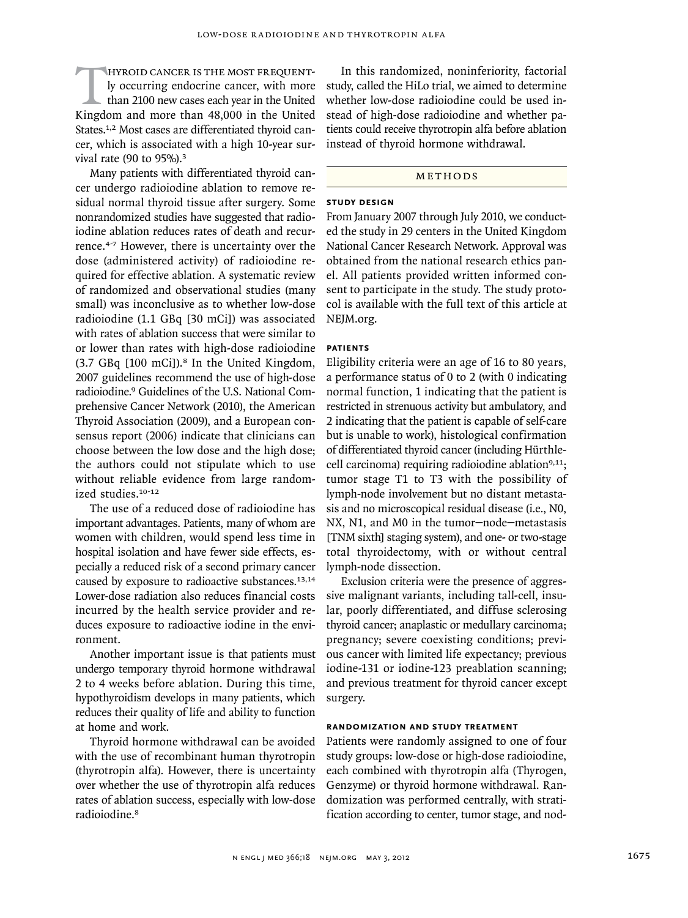Thyroid cancer is the most frequently occurring endocrine cancer, with more than 2100 new cases each year in the United Kingdom and more than 48,000 in the United States.[1,2] Most cases are differentiated thyroid cancer, which is associated with a high 10-year survival rate (90 to 95%).[3]

Many patients with differentiated thyroid cancer undergo radioiodine ablation to remove residual normal thyroid tissue after surgery. Some nonrandomized studies have suggested that radioiodine ablation reduces rates of death and recurrence.[4-7] However, there is uncertainty over the dose (administered activity) of radioiodine required for effective ablation. A systematic review of randomized and observational studies (many small) was inconclusive as to whether low-dose radioiodine (1.1 GBq [30 mCi]) was associated with rates of ablation success that were similar to or lower than rates with high-dose radioiodine (3.7 GBq [100 mCi]).[8] In the United Kingdom, 2007 guidelines recommend the use of high-dose radioiodine.[9] Guidelines of the U.S. National Comprehensive Cancer Network (2010), the American Thyroid Association (2009), and a European consensus report (2006) indicate that clinicians can choose between the low dose and the high dose; the authors could not stipulate which to use without reliable evidence from large randomized studies.[10-12]

The use of a reduced dose of radioiodine has important advantages. Patients, many of whom are women with children, would spend less time in hospital isolation and have fewer side effects, especially a reduced risk of a second primary cancer caused by exposure to radioactive substances.[13,14] Lower-dose radiation also reduces financial costs incurred by the health service provider and reduces exposure to radioactive iodine in the environment.

Another important issue is that patients must undergo temporary thyroid hormone withdrawal 2 to 4 weeks before ablation. During this time, hypothyroidism develops in many patients, which reduces their quality of life and ability to function at home and work.

Thyroid hormone withdrawal can be avoided with the use of recombinant human thyrotropin (thyrotropin alfa). However, there is uncertainty over whether the use of thyrotropin alfa reduces rates of ablation success, especially with low-dose radioiodine.[8]

In this randomized, noninferiority, factorial study, called the HiLo trial, we aimed to determine whether low-dose radioiodine could be used instead of high-dose radioiodine and whether patients could receive thyrotropin alfa before ablation instead of thyroid hormone withdrawal.

## Methods

### Study Design

From January 2007 through July 2010, we conducted the study in 29 centers in the United Kingdom National Cancer Research Network. Approval was obtained from the national research ethics panel. All patients provided written informed consent to participate in the study. The study protocol is available with the full text of this article at NEJM.org.

### Patients

Eligibility criteria were an age of 16 to 80 years, a performance status of 0 to 2 (with 0 indicating normal function, 1 indicating that the patient is restricted in strenuous activity but ambulatory, and 2 indicating that the patient is capable of self-care but is unable to work), histological confirmation of differentiated thyroid cancer (including Hürthle-cell carcinoma) requiring radioiodine ablation[9,11]; tumor stage T1 to T3 with the possibility of lymph-node involvement but no distant metastasis and no microscopical residual disease (i.e., N0, NX, N1, and M0 in the tumor–node–metastasis [TNM sixth] staging system), and one- or two-stage total thyroidectomy, with or without central lymph-node dissection.

Exclusion criteria were the presence of aggressive malignant variants, including tall-cell, insular, poorly differentiated, and diffuse sclerosing thyroid cancer; anaplastic or medullary carcinoma; pregnancy; severe coexisting conditions; previous cancer with limited life expectancy; previous iodine-131 or iodine-123 preablation scanning; and previous treatment for thyroid cancer except surgery.

### Randomization and Study Treatment

Patients were randomly assigned to one of four study groups: low-dose or high-dose radioiodine, each combined with thyrotropin alfa (Thyrogen, Genzyme) or thyroid hormone withdrawal. Randomization was performed centrally, with stratification according to center, tumor stage, and nod-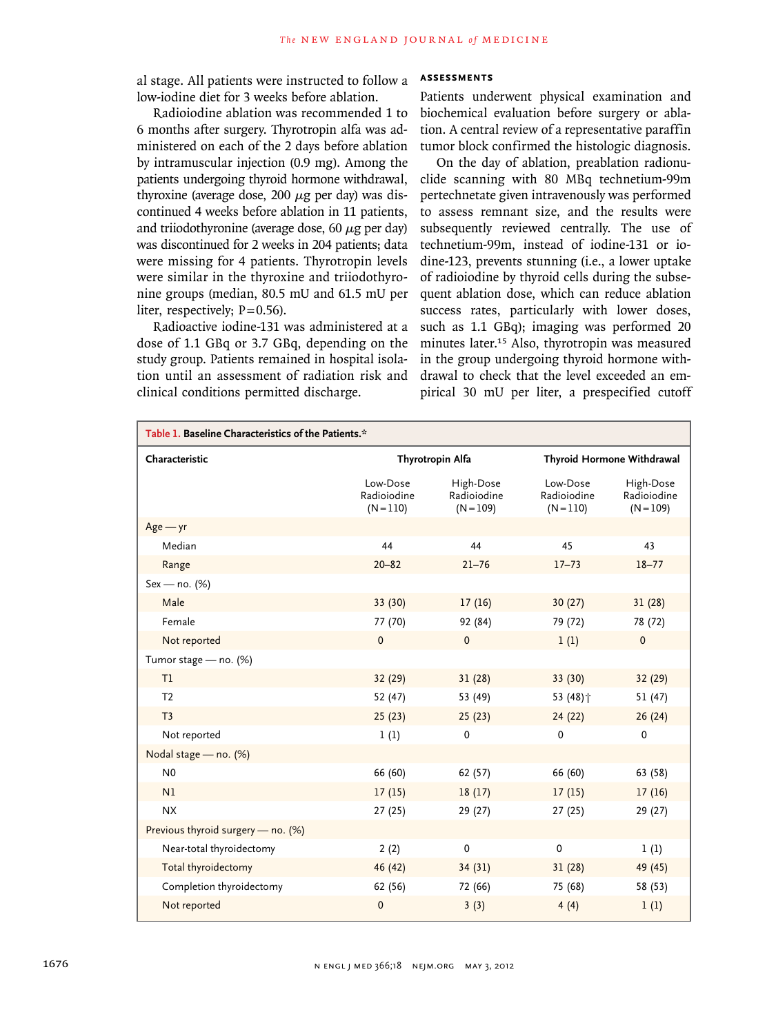al stage. All patients were instructed to follow a low-iodine diet for 3 weeks before ablation.

Radioiodine ablation was recommended 1 to 6 months after surgery. Thyrotropin alfa was administered on each of the 2 days before ablation by intramuscular injection (0.9 mg). Among the patients undergoing thyroid hormone withdrawal, thyroxine (average dose, 200 μg per day) was discontinued 4 weeks before ablation in 11 patients, and triiodothyronine (average dose, 60 μg per day) was discontinued for 2 weeks in 204 patients; data were missing for 4 patients. Thyrotropin levels were similar in the thyroxine and triiodothyronine groups (median, 80.5 mU and 61.5 mU per liter, respectively; P=0.56).

Radioactive iodine-131 was administered at a dose of 1.1 GBq or 3.7 GBq, depending on the study group. Patients remained in hospital isolation until an assessment of radiation risk and clinical conditions permitted discharge.

### ASSESSMENTS

Patients underwent physical examination and biochemical evaluation before surgery or ablation. A central review of a representative paraffin tumor block confirmed the histologic diagnosis.

On the day of ablation, preablation radionuclide scanning with 80 MBq technetium-99m pertechnetate given intravenously was performed to assess remnant size, and the results were subsequently reviewed centrally. The use of technetium-99m, instead of iodine-131 or iodine-123, prevents stunning (i.e., a lower uptake of radioiodine by thyroid cells during the subsequent ablation dose, which can reduce ablation success rates, particularly with lower doses, such as 1.1 GBq); imaging was performed 20 minutes later.[15] Also, thyrotropin was measured in the group undergoing thyroid hormone withdrawal to check that the level exceeded an empirical 30 mU per liter, a prespecified cutoff

**Table 1. Baseline Characteristics of the Patients.***

| Characteristic | Thyrotropin Alfa | | Thyroid Hormone Withdrawal | |
|---|---|---|---|---|
| | Low-Dose Radioiodine (N=110) | High-Dose Radioiodine (N=109) | Low-Dose Radioiodine (N=110) | High-Dose Radioiodine (N=109) |
| Age — yr | | | | |
| Median | 44 | 44 | 45 | 43 |
| Range | 20–82 | 21–76 | 17–73 | 18–77 |
| Sex — no. (%) | | | | |
| Male | 33 (30) | 17 (16) | 30 (27) | 31 (28) |
| Female | 77 (70) | 92 (84) | 79 (72) | 78 (72) |
| Not reported | 0 | 0 | 1 (1) | 0 |
| Tumor stage — no. (%) | | | | |
| T1 | 32 (29) | 31 (28) | 33 (30) | 32 (29) |
| T2 | 52 (47) | 53 (49) | 53 (48)† | 51 (47) |
| T3 | 25 (23) | 25 (23) | 24 (22) | 26 (24) |
| Not reported | 1 (1) | 0 | 0 | 0 |
| Nodal stage — no. (%) | | | | |
| N0 | 66 (60) | 62 (57) | 66 (60) | 63 (58) |
| N1 | 17 (15) | 18 (17) | 17 (15) | 17 (16) |
| NX | 27 (25) | 29 (27) | 27 (25) | 29 (27) |
| Previous thyroid surgery — no. (%) | | | | |
| Near-total thyroidectomy | 2 (2) | 0 | 0 | 1 (1) |
| Total thyroidectomy | 46 (42) | 34 (31) | 31 (28) | 49 (45) |
| Completion thyroidectomy | 62 (56) | 72 (66) | 75 (68) | 58 (53) |
| Not reported | 0 | 3 (3) | 4 (4) | 1 (1) |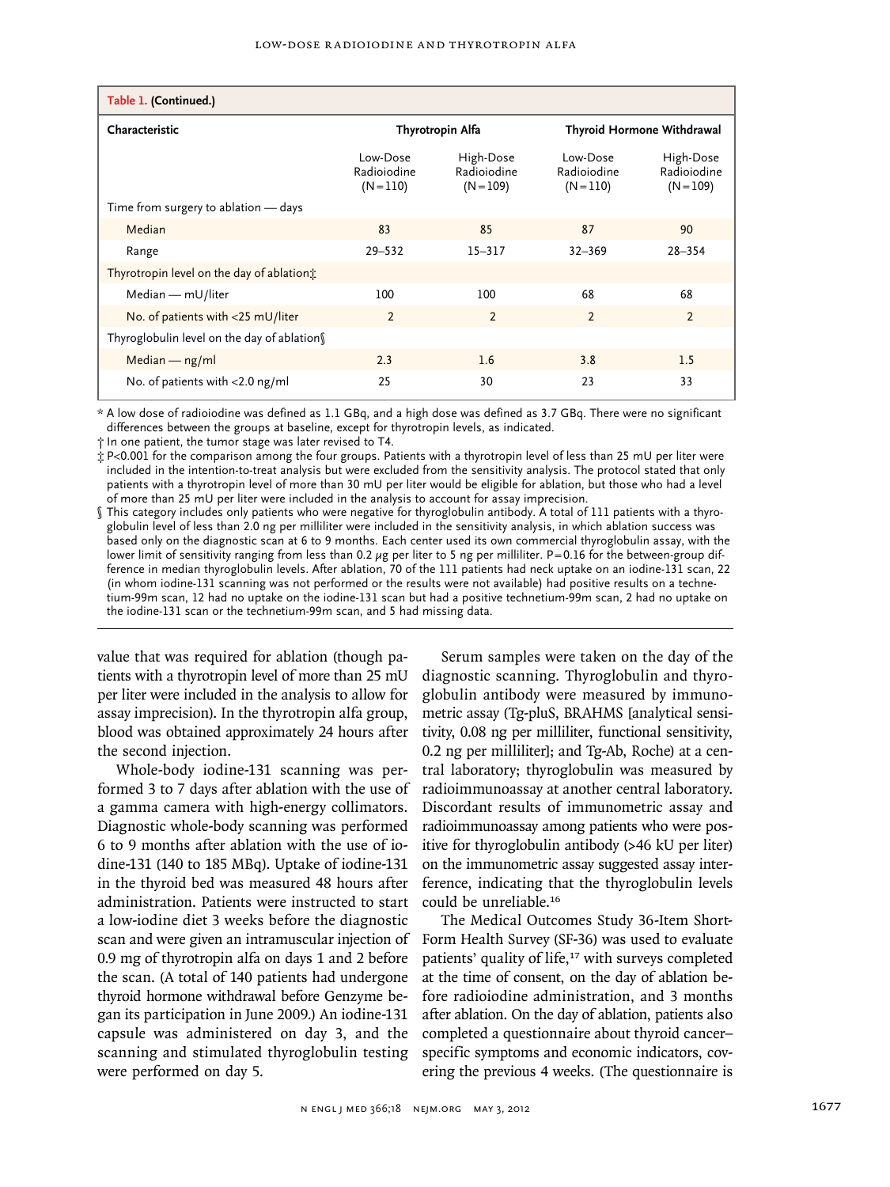**Table 1. (Continued.)**

| Characteristic | Thyrotropin Alfa | | Thyroid Hormone Withdrawal | |
|---|---|---|---|---|
| | Low-Dose Radioiodine (N=110) | High-Dose Radioiodine (N=109) | Low-Dose Radioiodine (N=110) | High-Dose Radioiodine (N=109) |
| Time from surgery to ablation — days | | | | |
| Median | 83 | 85 | 87 | 90 |
| Range | 29–532 | 15–317 | 32–369 | 28–354 |
| Thyrotropin level on the day of ablation‡ | | | | |
| Median — mU/liter | 100 | 100 | 68 | 68 |
| No. of patients with <25 mU/liter | 2 | 2 | 2 | 2 |
| Thyroglobulin level on the day of ablation§ | | | | |
| Median — ng/ml | 2.3 | 1.6 | 3.8 | 1.5 |
| No. of patients with <2.0 ng/ml | 25 | 30 | 23 | 33 |

\* A low dose of radioiodine was defined as 1.1 GBq, and a high dose was defined as 3.7 GBq. There were no significant differences between the groups at baseline, except for thyrotropin levels, as indicated.

† In one patient, the tumor stage was later revised to T4.

‡ P<0.001 for the comparison among the four groups. Patients with a thyrotropin level of less than 25 mU per liter were included in the intention-to-treat analysis but were excluded from the sensitivity analysis. The protocol stated that only patients with a thyrotropin level of more than 30 mU per liter would be eligible for ablation, but those who had a level of more than 25 mU per liter were included in the analysis to account for assay imprecision.

§ This category includes only patients who were negative for thyroglobulin antibody. A total of 111 patients with a thyroglobulin level of less than 2.0 ng per milliliter were included in the sensitivity analysis, in which ablation success was based only on the diagnostic scan at 6 to 9 months. Each center used its own commercial thyroglobulin assay, with the lower limit of sensitivity ranging from less than 0.2 μg per liter to 5 ng per milliliter. P=0.16 for the between-group difference in median thyroglobulin levels. After ablation, 70 of the 111 patients had neck uptake on an iodine-131 scan, 22 (in whom iodine-131 scanning was not performed or the results were not available) had positive results on a technetium-99m scan, 12 had no uptake on the iodine-131 scan but had a positive technetium-99m scan, 2 had no uptake on the iodine-131 scan or the technetium-99m scan, and 5 had missing data.

value that was required for ablation (though patients with a thyrotropin level of more than 25 mU per liter were included in the analysis to allow for assay imprecision). In the thyrotropin alfa group, blood was obtained approximately 24 hours after the second injection.

Whole-body iodine-131 scanning was performed 3 to 7 days after ablation with the use of a gamma camera with high-energy collimators. Diagnostic whole-body scanning was performed 6 to 9 months after ablation with the use of iodine-131 (140 to 185 MBq). Uptake of iodine-131 in the thyroid bed was measured 48 hours after administration. Patients were instructed to start a low-iodine diet 3 weeks before the diagnostic scan and were given an intramuscular injection of 0.9 mg of thyrotropin alfa on days 1 and 2 before the scan. (A total of 140 patients had undergone thyroid hormone withdrawal before Genzyme began its participation in June 2009.) An iodine-131 capsule was administered on day 3, and the scanning and stimulated thyroglobulin testing were performed on day 5.

Serum samples were taken on the day of the diagnostic scanning. Thyroglobulin and thyroglobulin antibody were measured by immunometric assay (Tg-pluS, BRAHMS [analytical sensitivity, 0.08 ng per milliliter, functional sensitivity, 0.2 ng per milliliter]; and Tg-Ab, Roche) at a central laboratory; thyroglobulin was measured by radioimmunoassay at another central laboratory. Discordant results of immunometric assay and radioimmunoassay among patients who were positive for thyroglobulin antibody (>46 kU per liter) on the immunometric assay suggested assay interference, indicating that the thyroglobulin levels could be unreliable.[16]

The Medical Outcomes Study 36-Item Short-Form Health Survey (SF-36) was used to evaluate patients' quality of life,[17] with surveys completed at the time of consent, on the day of ablation before radioiodine administration, and 3 months after ablation. On the day of ablation, patients also completed a questionnaire about thyroid cancer–specific symptoms and economic indicators, covering the previous 4 weeks. (The questionnaire is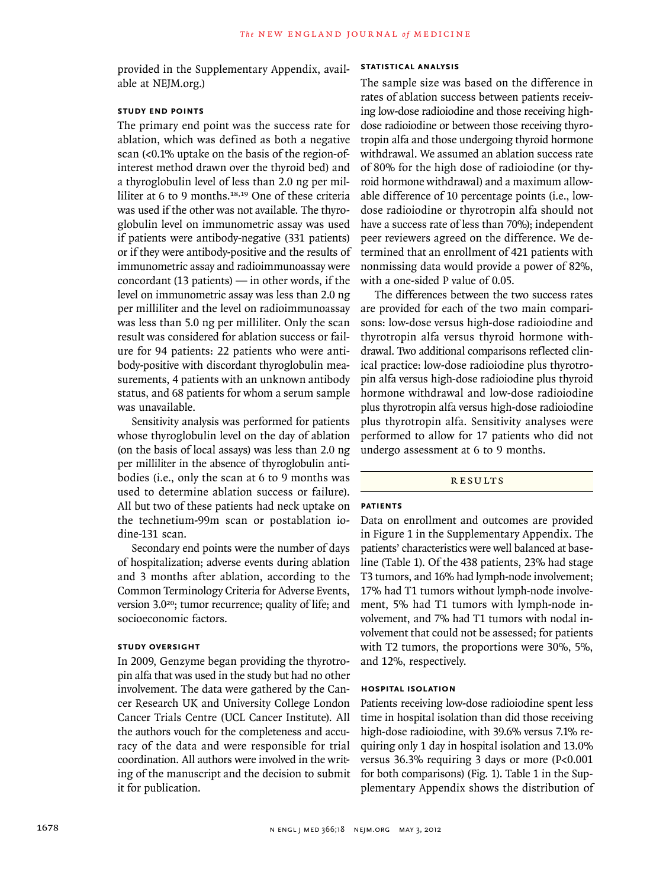provided in the Supplementary Appendix, available at NEJM.org.)

### STUDY END POINTS

The primary end point was the success rate for ablation, which was defined as both a negative scan (<0.1% uptake on the basis of the region-of-interest method drawn over the thyroid bed) and a thyroglobulin level of less than 2.0 ng per milliliter at 6 to 9 months.[18,19] One of these criteria was used if the other was not available. The thyroglobulin level on immunometric assay was used if patients were antibody-negative (331 patients) or if they were antibody-positive and the results of immunometric assay and radioimmunoassay were concordant (13 patients) — in other words, if the level on immunometric assay was less than 2.0 ng per milliliter and the level on radioimmunoassay was less than 5.0 ng per milliliter. Only the scan result was considered for ablation success or failure for 94 patients: 22 patients who were antibody-positive with discordant thyroglobulin measurements, 4 patients with an unknown antibody status, and 68 patients for whom a serum sample was unavailable.

Sensitivity analysis was performed for patients whose thyroglobulin level on the day of ablation (on the basis of local assays) was less than 2.0 ng per milliliter in the absence of thyroglobulin antibodies (i.e., only the scan at 6 to 9 months was used to determine ablation success or failure). All but two of these patients had neck uptake on the technetium-99m scan or postablation iodine-131 scan.

Secondary end points were the number of days of hospitalization; adverse events during ablation and 3 months after ablation, according to the Common Terminology Criteria for Adverse Events, version 3.0[20]; tumor recurrence; quality of life; and socioeconomic factors.

### STUDY OVERSIGHT

In 2009, Genzyme began providing the thyrotropin alfa that was used in the study but had no other involvement. The data were gathered by the Cancer Research UK and University College London Cancer Trials Centre (UCL Cancer Institute). All the authors vouch for the completeness and accuracy of the data and were responsible for trial coordination. All authors were involved in the writing of the manuscript and the decision to submit it for publication.

### STATISTICAL ANALYSIS

The sample size was based on the difference in rates of ablation success between patients receiving low-dose radioiodine and those receiving high-dose radioiodine or between those receiving thyrotropin alfa and those undergoing thyroid hormone withdrawal. We assumed an ablation success rate of 80% for the high dose of radioiodine (or thyroid hormone withdrawal) and a maximum allowable difference of 10 percentage points (i.e., low-dose radioiodine or thyrotropin alfa should not have a success rate of less than 70%); independent peer reviewers agreed on the difference. We determined that an enrollment of 421 patients with nonmissing data would provide a power of 82%, with a one-sided P value of 0.05.

The differences between the two success rates are provided for each of the two main comparisons: low-dose versus high-dose radioiodine and thyrotropin alfa versus thyroid hormone withdrawal. Two additional comparisons reflected clinical practice: low-dose radioiodine plus thyrotropin alfa versus high-dose radioiodine plus thyroid hormone withdrawal and low-dose radioiodine plus thyrotropin alfa versus high-dose radioiodine plus thyrotropin alfa. Sensitivity analyses were performed to allow for 17 patients who did not undergo assessment at 6 to 9 months.

## RESULTS

### PATIENTS

Data on enrollment and outcomes are provided in Figure 1 in the Supplementary Appendix. The patients' characteristics were well balanced at baseline (Table 1). Of the 438 patients, 23% had stage T3 tumors, and 16% had lymph-node involvement; 17% had T1 tumors without lymph-node involvement, 5% had T1 tumors with lymph-node involvement, and 7% had T1 tumors with nodal involvement that could not be assessed; for patients with T2 tumors, the proportions were 30%, 5%, and 12%, respectively.

### HOSPITAL ISOLATION

Patients receiving low-dose radioiodine spent less time in hospital isolation than did those receiving high-dose radioiodine, with 39.6% versus 7.1% requiring only 1 day in hospital isolation and 13.0% versus 36.3% requiring 3 days or more (P<0.001 for both comparisons) (Fig. 1). Table 1 in the Supplementary Appendix shows the distribution of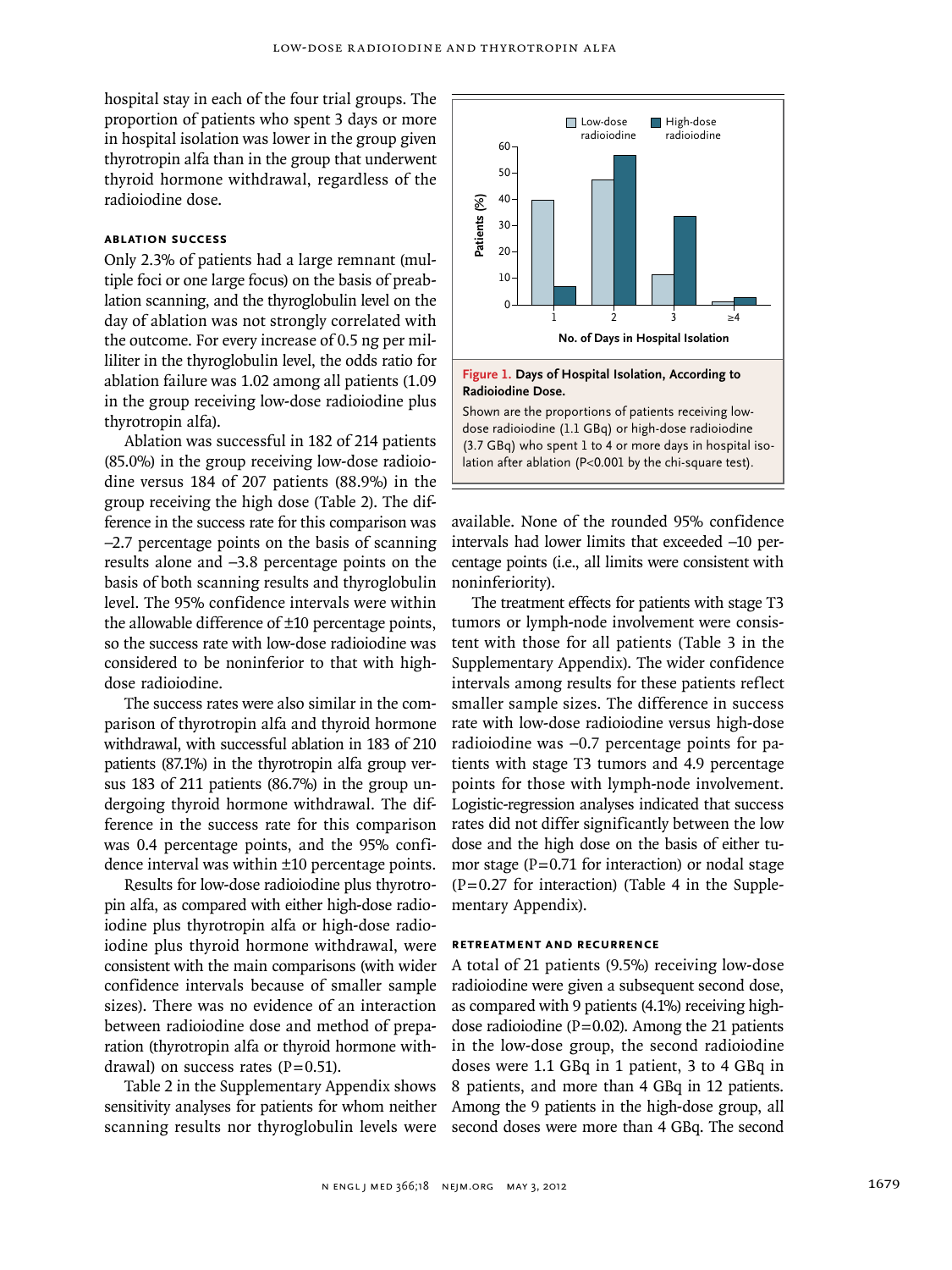hospital stay in each of the four trial groups. The proportion of patients who spent 3 days or more in hospital isolation was lower in the group given thyrotropin alfa than in the group that underwent thyroid hormone withdrawal, regardless of the radioiodine dose.

### ABLATION SUCCESS

Only 2.3% of patients had a large remnant (multiple foci or one large focus) on the basis of preablation scanning, and the thyroglobulin level on the day of ablation was not strongly correlated with the outcome. For every increase of 0.5 ng per milliliter in the thyroglobulin level, the odds ratio for ablation failure was 1.02 among all patients (1.09 in the group receiving low-dose radioiodine plus thyrotropin alfa).

Ablation was successful in 182 of 214 patients (85.0%) in the group receiving low-dose radioiodine versus 184 of 207 patients (88.9%) in the group receiving the high dose (Table 2). The difference in the success rate for this comparison was −2.7 percentage points on the basis of scanning results alone and −3.8 percentage points on the basis of both scanning results and thyroglobulin level. The 95% confidence intervals were within the allowable difference of ±10 percentage points, so the success rate with low-dose radioiodine was considered to be noninferior to that with high-dose radioiodine.

The success rates were also similar in the comparison of thyrotropin alfa and thyroid hormone withdrawal, with successful ablation in 183 of 210 patients (87.1%) in the thyrotropin alfa group versus 183 of 211 patients (86.7%) in the group undergoing thyroid hormone withdrawal. The difference in the success rate for this comparison was 0.4 percentage points, and the 95% confidence interval was within ±10 percentage points.

Results for low-dose radioiodine plus thyrotropin alfa, as compared with either high-dose radioiodine plus thyrotropin alfa or high-dose radioiodine plus thyroid hormone withdrawal, were consistent with the main comparisons (with wider confidence intervals because of smaller sample sizes). There was no evidence of an interaction between radioiodine dose and method of preparation (thyrotropin alfa or thyroid hormone withdrawal) on success rates ($P=0.51$).

Table 2 in the Supplementary Appendix shows sensitivity analyses for patients for whom neither scanning results nor thyroglobulin levels were available. None of the rounded 95% confidence intervals had lower limits that exceeded −10 percentage points (i.e., all limits were consistent with noninferiority).

**Figure 1. Days of Hospital Isolation, According to Radioiodine Dose.**

Shown are the proportions of patients receiving low-dose radioiodine (1.1 GBq) or high-dose radioiodine (3.7 GBq) who spent 1 to 4 or more days in hospital isolation after ablation ($P<0.001$ by the chi-square test).

The treatment effects for patients with stage T3 tumors or lymph-node involvement were consistent with those for all patients (Table 3 in the Supplementary Appendix). The wider confidence intervals among results for these patients reflect smaller sample sizes. The difference in success rate with low-dose radioiodine versus high-dose radioiodine was −0.7 percentage points for patients with stage T3 tumors and 4.9 percentage points for those with lymph-node involvement. Logistic-regression analyses indicated that success rates did not differ significantly between the low dose and the high dose on the basis of either tumor stage ($P=0.71$ for interaction) or nodal stage ($P=0.27$ for interaction) (Table 4 in the Supplementary Appendix).

### RETREATMENT AND RECURRENCE

A total of 21 patients (9.5%) receiving low-dose radioiodine were given a subsequent second dose, as compared with 9 patients (4.1%) receiving high-dose radioiodine ($P=0.02$). Among the 21 patients in the low-dose group, the second radioiodine doses were 1.1 GBq in 1 patient, 3 to 4 GBq in 8 patients, and more than 4 GBq in 12 patients. Among the 9 patients in the high-dose group, all second doses were more than 4 GBq. The second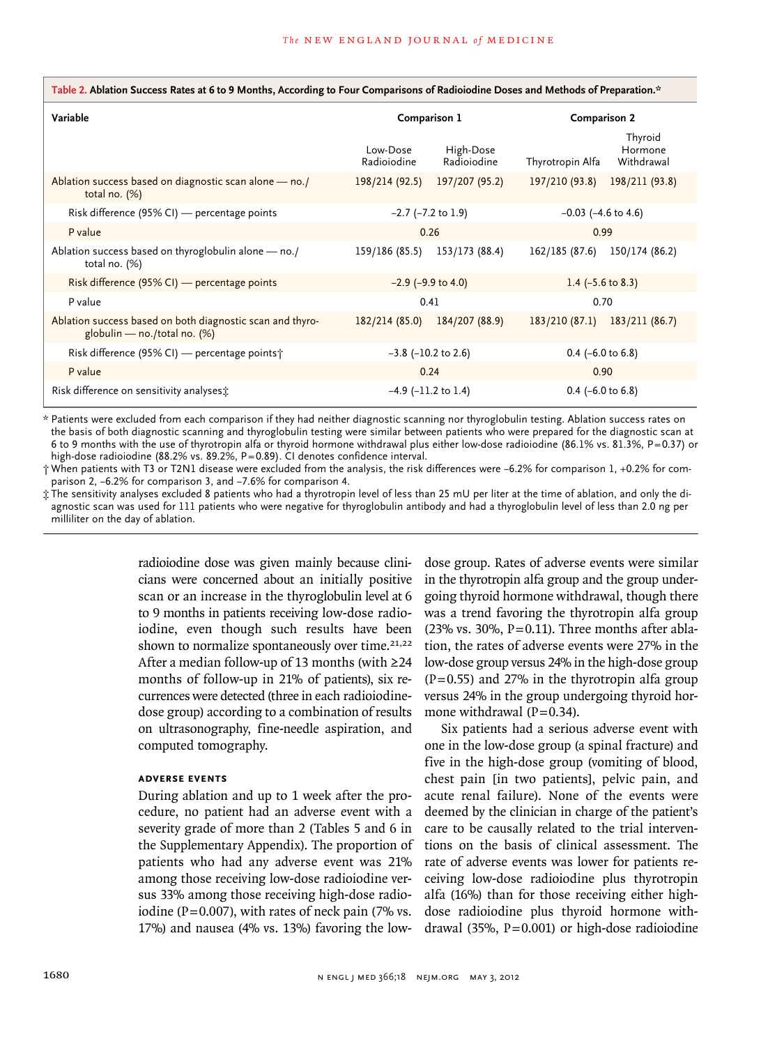**Table 2. Ablation Success Rates at 6 to 9 Months, According to Four Comparisons of Radioiodine Doses and Methods of Preparation.***

| Variable | Comparison 1 | | Comparison 2 | |
|---|---|---|---|---|
| | Low-Dose Radioiodine | High-Dose Radioiodine | Thyrotropin Alfa | Thyroid Hormone Withdrawal |
| Ablation success based on diagnostic scan alone — no./total no. (%) | 198/214 (92.5) | 197/207 (95.2) | 197/210 (93.8) | 198/211 (93.8) |
| Risk difference (95% CI) — percentage points | −2.7 (−7.2 to 1.9) | | −0.03 (−4.6 to 4.6) | |
| P value | 0.26 | | 0.99 | |
| Ablation success based on thyroglobulin alone — no./total no. (%) | 159/186 (85.5) | 153/173 (88.4) | 162/185 (87.6) | 150/174 (86.2) |
| Risk difference (95% CI) — percentage points | −2.9 (−9.9 to 4.0) | | 1.4 (−5.6 to 8.3) | |
| P value | 0.41 | | 0.70 | |
| Ablation success based on both diagnostic scan and thyroglobulin — no./total no. (%) | 182/214 (85.0) | 184/207 (88.9) | 183/210 (87.1) | 183/211 (86.7) |
| Risk difference (95% CI) — percentage points† | −3.8 (−10.2 to 2.6) | | 0.4 (−6.0 to 6.8) | |
| P value | 0.24 | | 0.90 | |
| Risk difference on sensitivity analyses‡ | −4.9 (−11.2 to 1.4) | | 0.4 (−6.0 to 6.8) | |

\* Patients were excluded from each comparison if they had neither diagnostic scanning nor thyroglobulin testing. Ablation success rates on the basis of both diagnostic scanning and thyroglobulin testing were similar between patients who were prepared for the diagnostic scan at 6 to 9 months with the use of thyrotropin alfa or thyroid hormone withdrawal plus either low-dose radioiodine (86.1% vs. 81.3%, P=0.37) or high-dose radioiodine (88.2% vs. 89.2%, P=0.89). CI denotes confidence interval.

† When patients with T3 or T2N1 disease were excluded from the analysis, the risk differences were −6.2% for comparison 1, +0.2% for comparison 2, −6.2% for comparison 3, and −7.6% for comparison 4.

‡ The sensitivity analyses excluded 8 patients who had a thyrotropin level of less than 25 mU per liter at the time of ablation, and only the diagnostic scan was used for 111 patients who were negative for thyroglobulin antibody and had a thyroglobulin level of less than 2.0 ng per milliliter on the day of ablation.

radioiodine dose was given mainly because clinicians were concerned about an initially positive scan or an increase in the thyroglobulin level at 6 to 9 months in patients receiving low-dose radioiodine, even though such results have been shown to normalize spontaneously over time.[21,22] After a median follow-up of 13 months (with ≥24 months of follow-up in 21% of patients), six recurrences were detected (three in each radioiodine-dose group) according to a combination of results on ultrasonography, fine-needle aspiration, and computed tomography.

### Adverse Events

During ablation and up to 1 week after the procedure, no patient had an adverse event with a severity grade of more than 2 (Tables 5 and 6 in the Supplementary Appendix). The proportion of patients who had any adverse event was 21% among those receiving low-dose radioiodine versus 33% among those receiving high-dose radioiodine (P=0.007), with rates of neck pain (7% vs. 17%) and nausea (4% vs. 13%) favoring the low-dose group. Rates of adverse events were similar in the thyrotropin alfa group and the group undergoing thyroid hormone withdrawal, though there was a trend favoring the thyrotropin alfa group (23% vs. 30%, P=0.11). Three months after ablation, the rates of adverse events were 27% in the low-dose group versus 24% in the high-dose group (P=0.55) and 27% in the thyrotropin alfa group versus 24% in the group undergoing thyroid hormone withdrawal (P=0.34).

Six patients had a serious adverse event with one in the low-dose group (a spinal fracture) and five in the high-dose group (vomiting of blood, chest pain [in two patients], pelvic pain, and acute renal failure). None of the events were deemed by the clinician in charge of the patient's care to be causally related to the trial interventions on the basis of clinical assessment. The rate of adverse events was lower for patients receiving low-dose radioiodine plus thyrotropin alfa (16%) than for those receiving either high-dose radioiodine plus thyroid hormone withdrawal (35%, P=0.001) or high-dose radioiodine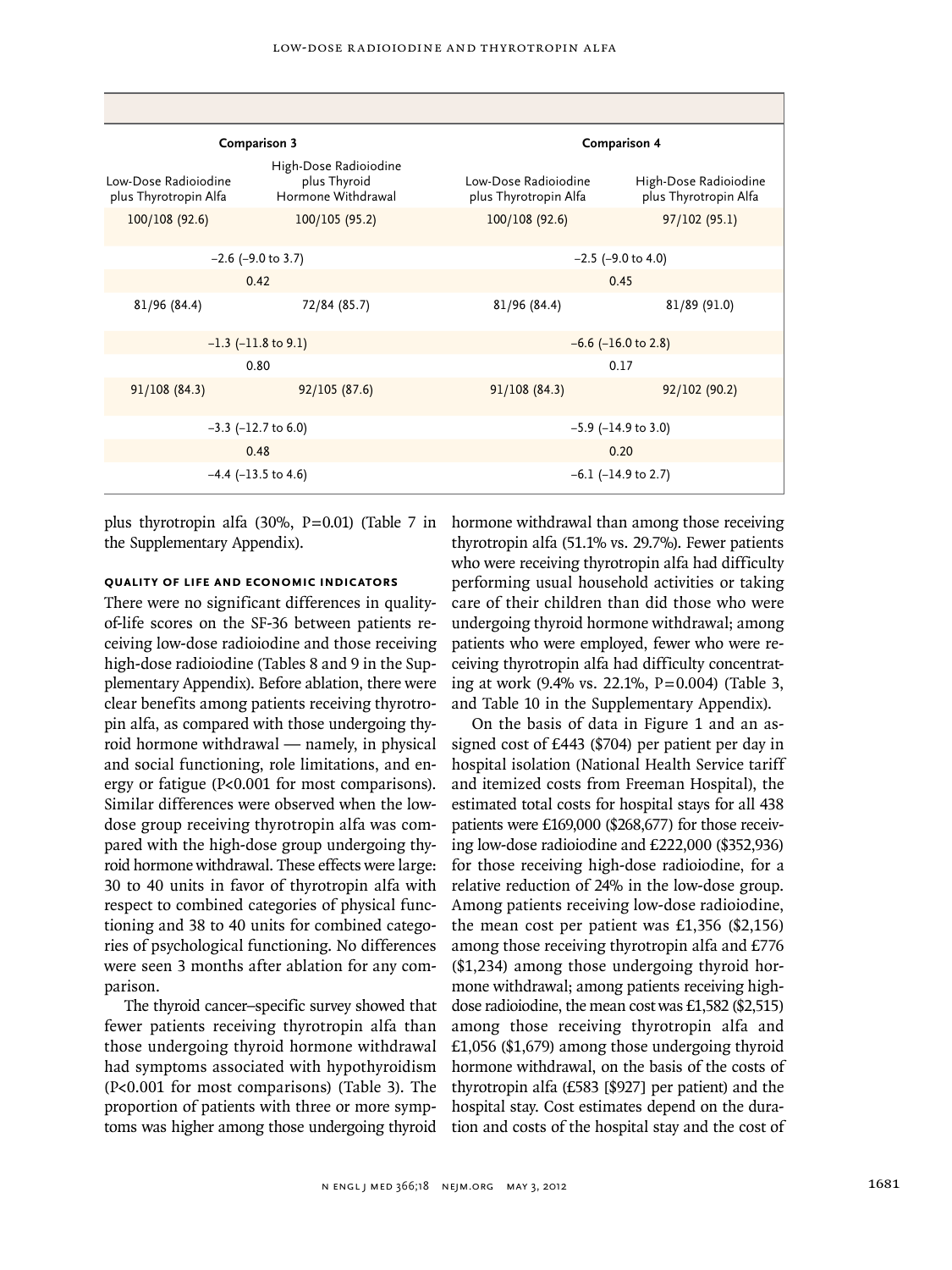| Comparison 3 | | Comparison 4 | |
|---|---|---|---|
| Low-Dose Radioiodine plus Thyrotropin Alfa | High-Dose Radioiodine plus Thyroid Hormone Withdrawal | Low-Dose Radioiodine plus Thyrotropin Alfa | High-Dose Radioiodine plus Thyrotropin Alfa |
| 100/108 (92.6) | 100/105 (95.2) | 100/108 (92.6) | 97/102 (95.1) |
| −2.6 (−9.0 to 3.7) | | −2.5 (−9.0 to 4.0) | |
| 0.42 | | 0.45 | |
| 81/96 (84.4) | 72/84 (85.7) | 81/96 (84.4) | 81/89 (91.0) |
| −1.3 (−11.8 to 9.1) | | −6.6 (−16.0 to 2.8) | |
| 0.80 | | 0.17 | |
| 91/108 (84.3) | 92/105 (87.6) | 91/108 (84.3) | 92/102 (90.2) |
| −3.3 (−12.7 to 6.0) | | −5.9 (−14.9 to 3.0) | |
| 0.48 | | 0.20 | |
| −4.4 (−13.5 to 4.6) | | −6.1 (−14.9 to 2.7) | |

plus thyrotropin alfa (30%, P=0.01) (Table 7 in the Supplementary Appendix).

### Quality of Life and Economic Indicators

There were no significant differences in quality-of-life scores on the SF-36 between patients receiving low-dose radioiodine and those receiving high-dose radioiodine (Tables 8 and 9 in the Supplementary Appendix). Before ablation, there were clear benefits among patients receiving thyrotropin alfa, as compared with those undergoing thyroid hormone withdrawal — namely, in physical and social functioning, role limitations, and energy or fatigue (P<0.001 for most comparisons). Similar differences were observed when the low-dose group receiving thyrotropin alfa was compared with the high-dose group undergoing thyroid hormone withdrawal. These effects were large: 30 to 40 units in favor of thyrotropin alfa with respect to combined categories of physical functioning and 38 to 40 units for combined categories of psychological functioning. No differences were seen 3 months after ablation for any comparison.

The thyroid cancer–specific survey showed that fewer patients receiving thyrotropin alfa than those undergoing thyroid hormone withdrawal had symptoms associated with hypothyroidism (P<0.001 for most comparisons) (Table 3). The proportion of patients with three or more symptoms was higher among those undergoing thyroid hormone withdrawal than among those receiving thyrotropin alfa (51.1% vs. 29.7%). Fewer patients who were receiving thyrotropin alfa had difficulty performing usual household activities or taking care of their children than did those who were undergoing thyroid hormone withdrawal; among patients who were employed, fewer who were receiving thyrotropin alfa had difficulty concentrating at work (9.4% vs. 22.1%, P=0.004) (Table 3, and Table 10 in the Supplementary Appendix).

On the basis of data in Figure 1 and an assigned cost of £443 ($704) per patient per day in hospital isolation (National Health Service tariff and itemized costs from Freeman Hospital), the estimated total costs for hospital stays for all 438 patients were £169,000 ($268,677) for those receiving low-dose radioiodine and £222,000 ($352,936) for those receiving high-dose radioiodine, for a relative reduction of 24% in the low-dose group. Among patients receiving low-dose radioiodine, the mean cost per patient was £1,356 ($2,156) among those receiving thyrotropin alfa and £776 ($1,234) among those undergoing thyroid hormone withdrawal; among patients receiving high-dose radioiodine, the mean cost was £1,582 ($2,515) among those receiving thyrotropin alfa and £1,056 ($1,679) among those undergoing thyroid hormone withdrawal, on the basis of the costs of thyrotropin alfa (£583 [$927] per patient) and the hospital stay. Cost estimates depend on the duration and costs of the hospital stay and the cost of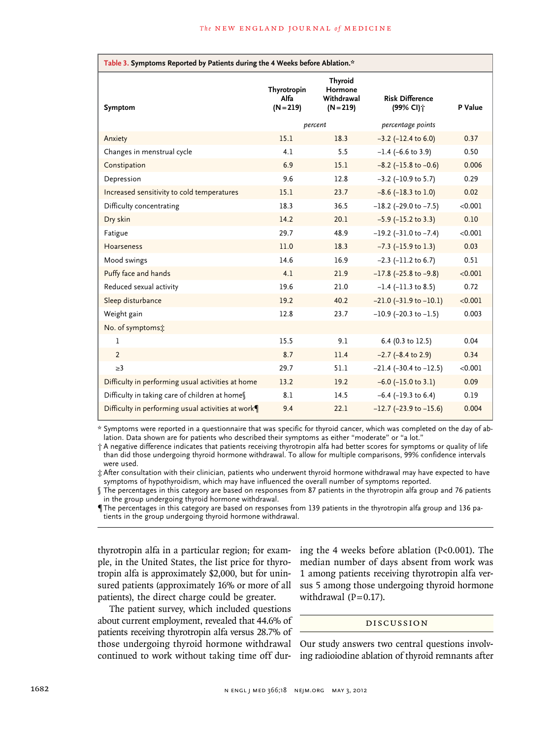**Table 3. Symptoms Reported by Patients during the 4 Weeks before Ablation.***

| Symptom | Thyrotropin Alfa (N=219) | Thyroid Hormone Withdrawal (N=219) | Risk Difference (99% CI)† | P Value |
|---|---|---|---|---|
| | *percent* | | *percentage points* | |
| Anxiety | 15.1 | 18.3 | −3.2 (−12.4 to 6.0) | 0.37 |
| Changes in menstrual cycle | 4.1 | 5.5 | −1.4 (−6.6 to 3.9) | 0.50 |
| Constipation | 6.9 | 15.1 | −8.2 (−15.8 to −0.6) | 0.006 |
| Depression | 9.6 | 12.8 | −3.2 (−10.9 to 5.7) | 0.29 |
| Increased sensitivity to cold temperatures | 15.1 | 23.7 | −8.6 (−18.3 to 1.0) | 0.02 |
| Difficulty concentrating | 18.3 | 36.5 | −18.2 (−29.0 to −7.5) | <0.001 |
| Dry skin | 14.2 | 20.1 | −5.9 (−15.2 to 3.3) | 0.10 |
| Fatigue | 29.7 | 48.9 | −19.2 (−31.0 to −7.4) | <0.001 |
| Hoarseness | 11.0 | 18.3 | −7.3 (−15.9 to 1.3) | 0.03 |
| Mood swings | 14.6 | 16.9 | −2.3 (−11.2 to 6.7) | 0.51 |
| Puffy face and hands | 4.1 | 21.9 | −17.8 (−25.8 to −9.8) | <0.001 |
| Reduced sexual activity | 19.6 | 21.0 | −1.4 (−11.3 to 8.5) | 0.72 |
| Sleep disturbance | 19.2 | 40.2 | −21.0 (−31.9 to −10.1) | <0.001 |
| Weight gain | 12.8 | 23.7 | −10.9 (−20.3 to −1.5) | 0.003 |
| No. of symptoms‡ | | | | |
| 1 | 15.5 | 9.1 | 6.4 (0.3 to 12.5) | 0.04 |
| 2 | 8.7 | 11.4 | −2.7 (−8.4 to 2.9) | 0.34 |
| ≥3 | 29.7 | 51.1 | −21.4 (−30.4 to −12.5) | <0.001 |
| Difficulty in performing usual activities at home | 13.2 | 19.2 | −6.0 (−15.0 to 3.1) | 0.09 |
| Difficulty in taking care of children at home§ | 8.1 | 14.5 | −6.4 (−19.3 to 6.4) | 0.19 |
| Difficulty in performing usual activities at work¶ | 9.4 | 22.1 | −12.7 (−23.9 to −15.6) | 0.004 |

\* Symptoms were reported in a questionnaire that was specific for thyroid cancer, which was completed on the day of ablation. Data shown are for patients who described their symptoms as either "moderate" or "a lot."

† A negative difference indicates that patients receiving thyrotropin alfa had better scores for symptoms or quality of life than did those undergoing thyroid hormone withdrawal. To allow for multiple comparisons, 99% confidence intervals were used.

‡ After consultation with their clinician, patients who underwent thyroid hormone withdrawal may have expected to have symptoms of hypothyroidism, which may have influenced the overall number of symptoms reported.

§ The percentages in this category are based on responses from 87 patients in the thyrotropin alfa group and 76 patients in the group undergoing thyroid hormone withdrawal.

¶ The percentages in this category are based on responses from 139 patients in the thyrotropin alfa group and 136 patients in the group undergoing thyroid hormone withdrawal.

thyrotropin alfa in a particular region; for example, in the United States, the list price for thyrotropin alfa is approximately $2,000, but for uninsured patients (approximately 16% or more of all patients), the direct charge could be greater.

The patient survey, which included questions about current employment, revealed that 44.6% of patients receiving thyrotropin alfa versus 28.7% of those undergoing thyroid hormone withdrawal continued to work without taking time off during the 4 weeks before ablation (P<0.001). The median number of days absent from work was 1 among patients receiving thyrotropin alfa versus 5 among those undergoing thyroid hormone withdrawal (P=0.17).

## DISCUSSION

Our study answers two central questions involving radioiodine ablation of thyroid remnants after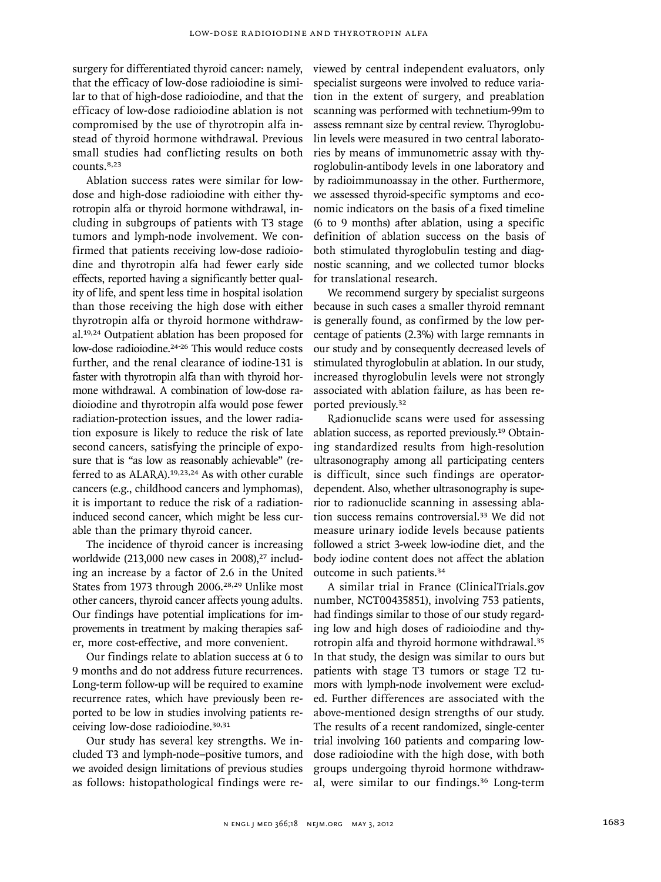surgery for differentiated thyroid cancer: namely, that the efficacy of low-dose radioiodine is similar to that of high-dose radioiodine, and that the efficacy of low-dose radioiodine ablation is not compromised by the use of thyrotropin alfa instead of thyroid hormone withdrawal. Previous small studies had conflicting results on both counts.[8,23]

Ablation success rates were similar for low-dose and high-dose radioiodine with either thyrotropin alfa or thyroid hormone withdrawal, including in subgroups of patients with T3 stage tumors and lymph-node involvement. We confirmed that patients receiving low-dose radioiodine and thyrotropin alfa had fewer early side effects, reported having a significantly better quality of life, and spent less time in hospital isolation than those receiving the high dose with either thyrotropin alfa or thyroid hormone withdrawal.[19,24] Outpatient ablation has been proposed for low-dose radioiodine.[24-26] This would reduce costs further, and the renal clearance of iodine-131 is faster with thyrotropin alfa than with thyroid hormone withdrawal. A combination of low-dose radioiodine and thyrotropin alfa would pose fewer radiation-protection issues, and the lower radiation exposure is likely to reduce the risk of late second cancers, satisfying the principle of exposure that is "as low as reasonably achievable" (referred to as ALARA).[19,23,24] As with other curable cancers (e.g., childhood cancers and lymphomas), it is important to reduce the risk of a radiation-induced second cancer, which might be less curable than the primary thyroid cancer.

The incidence of thyroid cancer is increasing worldwide (213,000 new cases in 2008),[27] including an increase by a factor of 2.6 in the United States from 1973 through 2006.[28,29] Unlike most other cancers, thyroid cancer affects young adults. Our findings have potential implications for improvements in treatment by making therapies safer, more cost-effective, and more convenient.

Our findings relate to ablation success at 6 to 9 months and do not address future recurrences. Long-term follow-up will be required to examine recurrence rates, which have previously been reported to be low in studies involving patients receiving low-dose radioiodine.[30,31]

Our study has several key strengths. We included T3 and lymph-node–positive tumors, and we avoided design limitations of previous studies as follows: histopathological findings were reviewed by central independent evaluators, only specialist surgeons were involved to reduce variation in the extent of surgery, and preablation scanning was performed with technetium-99m to assess remnant size by central review. Thyroglobulin levels were measured in two central laboratories by means of immunometric assay with thyroglobulin-antibody levels in one laboratory and by radioimmunoassay in the other. Furthermore, we assessed thyroid-specific symptoms and economic indicators on the basis of a fixed timeline (6 to 9 months) after ablation, using a specific definition of ablation success on the basis of both stimulated thyroglobulin testing and diagnostic scanning, and we collected tumor blocks for translational research.

We recommend surgery by specialist surgeons because in such cases a smaller thyroid remnant is generally found, as confirmed by the low percentage of patients (2.3%) with large remnants in our study and by consequently decreased levels of stimulated thyroglobulin at ablation. In our study, increased thyroglobulin levels were not strongly associated with ablation failure, as has been reported previously.[32]

Radionuclide scans were used for assessing ablation success, as reported previously.[19] Obtaining standardized results from high-resolution ultrasonography among all participating centers is difficult, since such findings are operator-dependent. Also, whether ultrasonography is superior to radionuclide scanning in assessing ablation success remains controversial.[33] We did not measure urinary iodide levels because patients followed a strict 3-week low-iodine diet, and the body iodine content does not affect the ablation outcome in such patients.[34]

A similar trial in France (ClinicalTrials.gov number, NCT00435851), involving 753 patients, had findings similar to those of our study regarding low and high doses of radioiodine and thyrotropin alfa and thyroid hormone withdrawal.[35] In that study, the design was similar to ours but patients with stage T3 tumors or stage T2 tumors with lymph-node involvement were excluded. Further differences are associated with the above-mentioned design strengths of our study. The results of a recent randomized, single-center trial involving 160 patients and comparing low-dose radioiodine with the high dose, with both groups undergoing thyroid hormone withdrawal, were similar to our findings.[36] Long-term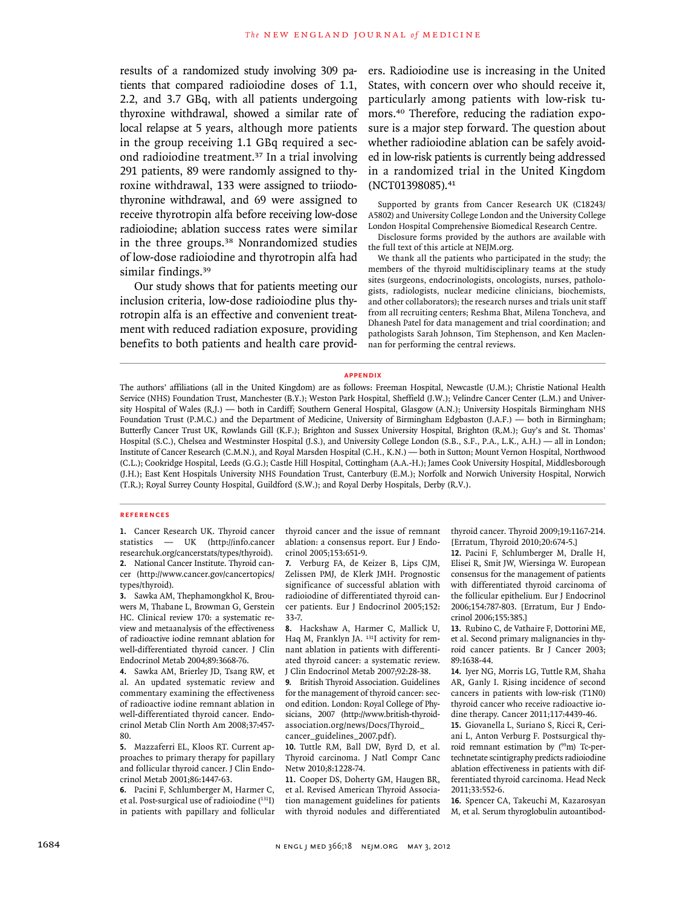results of a randomized study involving 309 patients that compared radioiodine doses of 1.1, 2.2, and 3.7 GBq, with all patients undergoing thyroxine withdrawal, showed a similar rate of local relapse at 5 years, although more patients in the group receiving 1.1 GBq required a second radioiodine treatment.[37] In a trial involving 291 patients, 89 were randomly assigned to thyroxine withdrawal, 133 were assigned to triiodothyronine withdrawal, and 69 were assigned to receive thyrotropin alfa before receiving low-dose radioiodine; ablation success rates were similar in the three groups.[38] Nonrandomized studies of low-dose radioiodine and thyrotropin alfa had similar findings.[39]

Our study shows that for patients meeting our inclusion criteria, low-dose radioiodine plus thyrotropin alfa is an effective and convenient treatment with reduced radiation exposure, providing benefits to both patients and health care providers. Radioiodine use is increasing in the United States, with concern over who should receive it, particularly among patients with low-risk tumors.[40] Therefore, reducing the radiation exposure is a major step forward. The question about whether radioiodine ablation can be safely avoided in low-risk patients is currently being addressed in a randomized trial in the United Kingdom (NCT01398085).[41]

Supported by grants from Cancer Research UK (C18243/A5802) and University College London and the University College London Hospital Comprehensive Biomedical Research Centre.

Disclosure forms provided by the authors are available with the full text of this article at NEJM.org.

We thank all the patients who participated in the study; the members of the thyroid multidisciplinary teams at the study sites (surgeons, endocrinologists, oncologists, nurses, pathologists, radiologists, nuclear medicine clinicians, biochemists, and other collaborators); the research nurses and trials unit staff from all recruiting centers; Reshma Bhat, Milena Toncheva, and Dhanesh Patel for data management and trial coordination; and pathologists Sarah Johnson, Tim Stephenson, and Ken Maclennan for performing the central reviews.

## APPENDIX

The authors' affiliations (all in the United Kingdom) are as follows: Freeman Hospital, Newcastle (U.M.); Christie National Health Service (NHS) Foundation Trust, Manchester (B.Y.); Weston Park Hospital, Sheffield (J.W.); Velindre Cancer Center (L.M.) and University Hospital of Wales (R.J.) — both in Cardiff; Southern General Hospital, Glasgow (A.N.); University Hospitals Birmingham NHS Foundation Trust (P.M.C.) and the Department of Medicine, University of Birmingham Edgbaston (J.A.F.) — both in Birmingham; Butterfly Cancer Trust UK, Rowlands Gill (K.F.); Brighton and Sussex University Hospital, Brighton (R.M.); Guy's and St. Thomas' Hospital (S.C.), Chelsea and Westminster Hospital (J.S.), and University College London (S.B., S.F., P.A., L.K., A.H.) — all in London; Institute of Cancer Research (C.M.N.), and Royal Marsden Hospital (C.H., K.N.) — both in Sutton; Mount Vernon Hospital, Northwood (C.L.); Cookridge Hospital, Leeds (G.G.); Castle Hill Hospital, Cottingham (A.A.-H.); James Cook University Hospital, Middlesborough (J.H.); East Kent Hospitals University NHS Foundation Trust, Canterbury (E.M.); Norfolk and Norwich University Hospital, Norwich (T.R.); Royal Surrey County Hospital, Guildford (S.W.); and Royal Derby Hospitals, Derby (R.V.).

## REFERENCES

1. Cancer Research UK. Thyroid cancer statistics — UK (http://info.cancerresearchuk.org/cancerstats/types/thyroid).
2. National Cancer Institute. Thyroid cancer (http://www.cancer.gov/cancertopics/types/thyroid).
3. Sawka AM, Thephamongkhol K, Brouwers M, Thabane L, Browman G, Gerstein HC. Clinical review 170: a systematic review and metaanalysis of the effectiveness of radioactive iodine remnant ablation for well-differentiated thyroid cancer. J Clin Endocrinol Metab 2004;89:3668-76.
4. Sawka AM, Brierley JD, Tsang RW, et al. An updated systematic review and commentary examining the effectiveness of radioactive iodine remnant ablation in well-differentiated thyroid cancer. Endocrinol Metab Clin North Am 2008;37:457-80.
5. Mazzaferri EL, Kloos RT. Current approaches to primary therapy for papillary and follicular thyroid cancer. J Clin Endocrinol Metab 2001;86:1447-63.
6. Pacini F, Schlumberger M, Harmer C, et al. Post-surgical use of radioiodine ($^{131}$I) in patients with papillary and follicular thyroid cancer and the issue of remnant ablation: a consensus report. Eur J Endocrinol 2005;153:651-9.
7. Verburg FA, de Keizer B, Lips CJM, Zelissen PMJ, de Klerk JMH. Prognostic significance of successful ablation with radioiodine of differentiated thyroid cancer patients. Eur J Endocrinol 2005;152:33-7.
8. Hackshaw A, Harmer C, Mallick U, Haq M, Franklyn JA. $^{131}$I activity for remnant ablation in patients with differentiated thyroid cancer: a systematic review. J Clin Endocrinol Metab 2007;92:28-38.
9. British Thyroid Association. Guidelines for the management of thyroid cancer: second edition. London: Royal College of Physicians, 2007 (http://www.british-thyroid-association.org/news/Docs/Thyroid_cancer_guidelines_2007.pdf).
10. Tuttle RM, Ball DW, Byrd D, et al. Thyroid carcinoma. J Natl Compr Canc Netw 2010;8:1228-74.
11. Cooper DS, Doherty GM, Haugen BR, et al. Revised American Thyroid Association management guidelines for patients with thyroid nodules and differentiated thyroid cancer. Thyroid 2009;19:1167-214. [Erratum, Thyroid 2010;20:674-5.]
12. Pacini F, Schlumberger M, Dralle H, Elisei R, Smit JW, Wiersinga W. European consensus for the management of patients with differentiated thyroid carcinoma of the follicular epithelium. Eur J Endocrinol 2006;154:787-803. [Erratum, Eur J Endocrinol 2006;155:385.]
13. Rubino C, de Vathaire F, Dottorini ME, et al. Second primary malignancies in thyroid cancer patients. Br J Cancer 2003;89:1638-44.
14. Iyer NG, Morris LG, Tuttle RM, Shaha AR, Ganly I. Rising incidence of second cancers in patients with low-risk (T1N0) thyroid cancer who receive radioactive iodine therapy. Cancer 2011;117:4439-46.
15. Giovanella L, Suriano S, Ricci R, Ceriani L, Anton Verburg F. Postsurgical thyroid remnant estimation by ($^{99}$m) Tc-pertechnetate scintigraphy predicts radioiodine ablation effectiveness in patients with differentiated thyroid carcinoma. Head Neck 2011;33:552-6.
16. Spencer CA, Takeuchi M, Kazarosyan M, et al. Serum thyroglobulin autoantibod-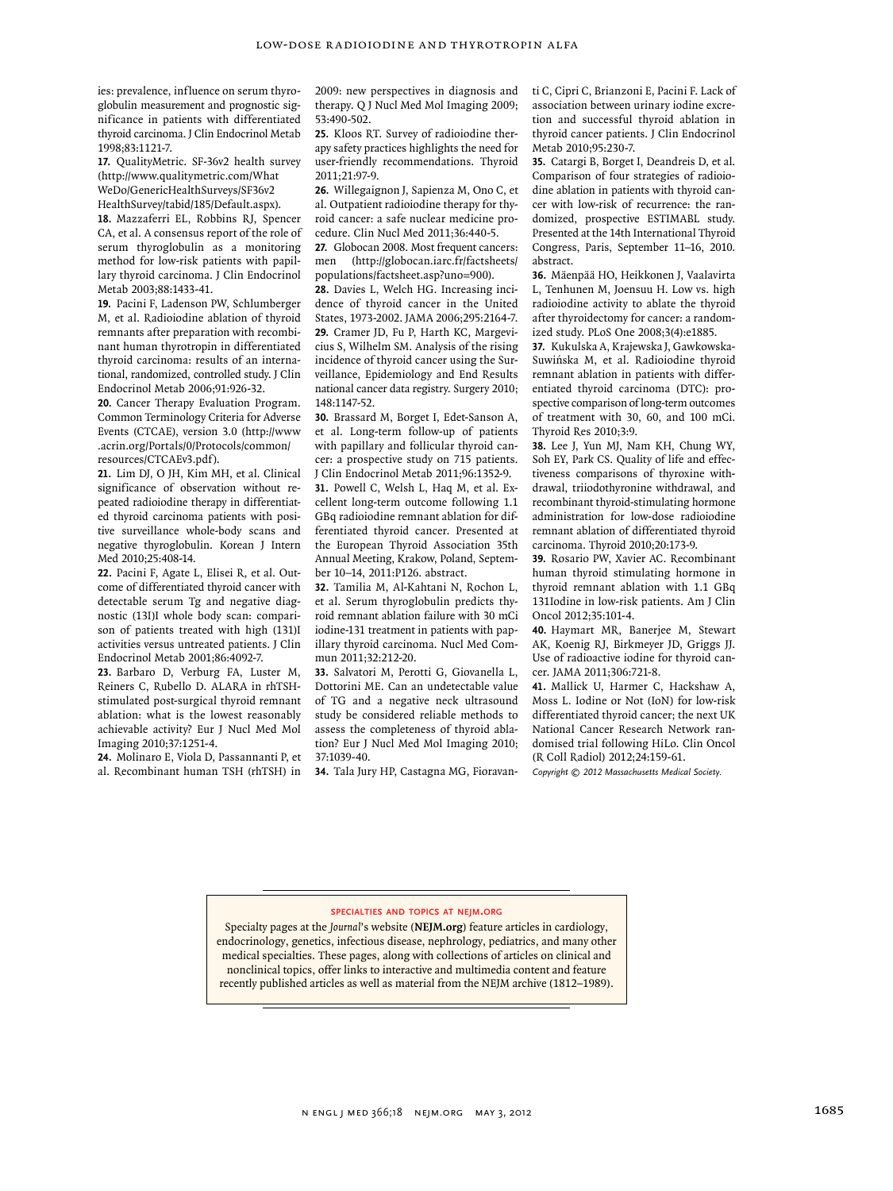ies: prevalence, influence on serum thyroglobulin measurement and prognostic significance in patients with differentiated thyroid carcinoma. J Clin Endocrinol Metab 1998;83:1121-7.

17. QualityMetric. SF-36v2 health survey (http://www.qualitymetric.com/WhatWeDo/GenericHealthSurveys/SF36v2HealthSurvey/tabid/185/Default.aspx).

18. Mazzaferri EL, Robbins RJ, Spencer CA, et al. A consensus report of the role of serum thyroglobulin as a monitoring method for low-risk patients with papillary thyroid carcinoma. J Clin Endocrinol Metab 2003;88:1433-41.

19. Pacini F, Ladenson PW, Schlumberger M, et al. Radioiodine ablation of thyroid remnants after preparation with recombinant human thyrotropin in differentiated thyroid carcinoma: results of an international, randomized, controlled study. J Clin Endocrinol Metab 2006;91:926-32.

20. Cancer Therapy Evaluation Program. Common Terminology Criteria for Adverse Events (CTCAE), version 3.0 (http://www.acrin.org/Portals/0/Protocols/common/resources/CTCAEv3.pdf).

21. Lim DJ, O JH, Kim MH, et al. Clinical significance of observation without repeated radioiodine therapy in differentiated thyroid carcinoma patients with positive surveillance whole-body scans and negative thyroglobulin. Korean J Intern Med 2010;25:408-14.

22. Pacini F, Agate L, Elisei R, et al. Outcome of differentiated thyroid cancer with detectable serum Tg and negative diagnostic (131I)I whole body scan: comparison of patients treated with high (131)I activities versus untreated patients. J Clin Endocrinol Metab 2001;86:4092-7.

23. Barbaro D, Verburg FA, Luster M, Reiners C, Rubello D. ALARA in rhTSH-stimulated post-surgical thyroid remnant ablation: what is the lowest reasonably achievable activity? Eur J Nucl Med Mol Imaging 2010;37:1251-4.

24. Molinaro E, Viola D, Passannanti P, et al. Recombinant human TSH (rhTSH) in 2009: new perspectives in diagnosis and therapy. Q J Nucl Med Mol Imaging 2009;53:490-502.

25. Kloos RT. Survey of radioiodine therapy safety practices highlights the need for user-friendly recommendations. Thyroid 2011;21:97-9.

26. Willegaignon J, Sapienza M, Ono C, et al. Outpatient radioiodine therapy for thyroid cancer: a safe nuclear medicine procedure. Clin Nucl Med 2011;36:440-5.

27. Globocan 2008. Most frequent cancers: men (http://globocan.iarc.fr/factsheets/populations/factsheet.asp?uno=900).

28. Davies L, Welch HG. Increasing incidence of thyroid cancer in the United States, 1973-2002. JAMA 2006;295:2164-7.

29. Cramer JD, Fu P, Harth KC, Margevicius S, Wilhelm SM. Analysis of the rising incidence of thyroid cancer using the Surveillance, Epidemiology and End Results national cancer data registry. Surgery 2010;148:1147-52.

30. Brassard M, Borget I, Edet-Sanson A, et al. Long-term follow-up of patients with papillary and follicular thyroid cancer: a prospective study on 715 patients. J Clin Endocrinol Metab 2011;96:1352-9.

31. Powell C, Welsh L, Haq M, et al. Excellent long-term outcome following 1.1 GBq radioiodine remnant ablation for differentiated thyroid cancer. Presented at the European Thyroid Association 35th Annual Meeting, Krakow, Poland, September 10–14, 2011:P126. abstract.

32. Tamilia M, Al-Kahtani N, Rochon L, et al. Serum thyroglobulin predicts thyroid remnant ablation failure with 30 mCi iodine-131 treatment in patients with papillary thyroid carcinoma. Nucl Med Commun 2011;32:212-20.

33. Salvatori M, Perotti G, Giovanella L, Dottorini ME. Can an undetectable value of TG and a negative neck ultrasound study be considered reliable methods to assess the completeness of thyroid ablation? Eur J Nucl Med Mol Imaging 2010;37:1039-40.

34. Tala Jury HP, Castagna MG, Fioravanti C, Cipri C, Brianzoni E, Pacini F. Lack of association between urinary iodine excretion and successful thyroid ablation in thyroid cancer patients. J Clin Endocrinol Metab 2010;95:230-7.

35. Catargi B, Borget I, Deandreis D, et al. Comparison of four strategies of radioiodine ablation in patients with thyroid cancer with low-risk of recurrence: the randomized, prospective ESTIMABL study. Presented at the 14th International Thyroid Congress, Paris, September 11–16, 2010. abstract.

36. Mäenpää HO, Heikkonen J, Vaalavirta L, Tenhunen M, Joensuu H. Low vs. high radioiodine activity to ablate the thyroid after thyroidectomy for cancer: a randomized study. PLoS One 2008;3(4):e1885.

37. Kukulska A, Krajewska J, Gawkowska-Suwińska M, et al. Radioiodine thyroid remnant ablation in patients with differentiated thyroid carcinoma (DTC): prospective comparison of long-term outcomes of treatment with 30, 60, and 100 mCi. Thyroid Res 2010;3:9.

38. Lee J, Yun MJ, Nam KH, Chung WY, Soh EY, Park CS. Quality of life and effectiveness comparisons of thyroxine withdrawal, triiodothyronine withdrawal, and recombinant thyroid-stimulating hormone administration for low-dose radioiodine remnant ablation of differentiated thyroid carcinoma. Thyroid 2010;20:173-9.

39. Rosario PW, Xavier AC. Recombinant human thyroid stimulating hormone in thyroid remnant ablation with 1.1 GBq 131Iodine in low-risk patients. Am J Clin Oncol 2012;35:101-4.

40. Haymart MR, Banerjee M, Stewart AK, Koenig RJ, Birkmeyer JD, Griggs JJ. Use of radioactive iodine for thyroid cancer. JAMA 2011;306:721-8.

41. Mallick U, Harmer C, Hackshaw A, Moss L. Iodine or Not (IoN) for low-risk differentiated thyroid cancer; the next UK National Cancer Research Network randomised trial following HiLo. Clin Oncol (R Coll Radiol) 2012;24:159-61.

*Copyright © 2012 Massachusetts Medical Society.*

---

**SPECIALTIES AND TOPICS AT NEJM.ORG**

Specialty pages at the *Journal*'s website (**NEJM.org**) feature articles in cardiology, endocrinology, genetics, infectious disease, nephrology, pediatrics, and many other medical specialties. These pages, along with collections of articles on clinical and nonclinical topics, offer links to interactive and multimedia content and feature recently published articles as well as material from the NEJM archive (1812–1989).